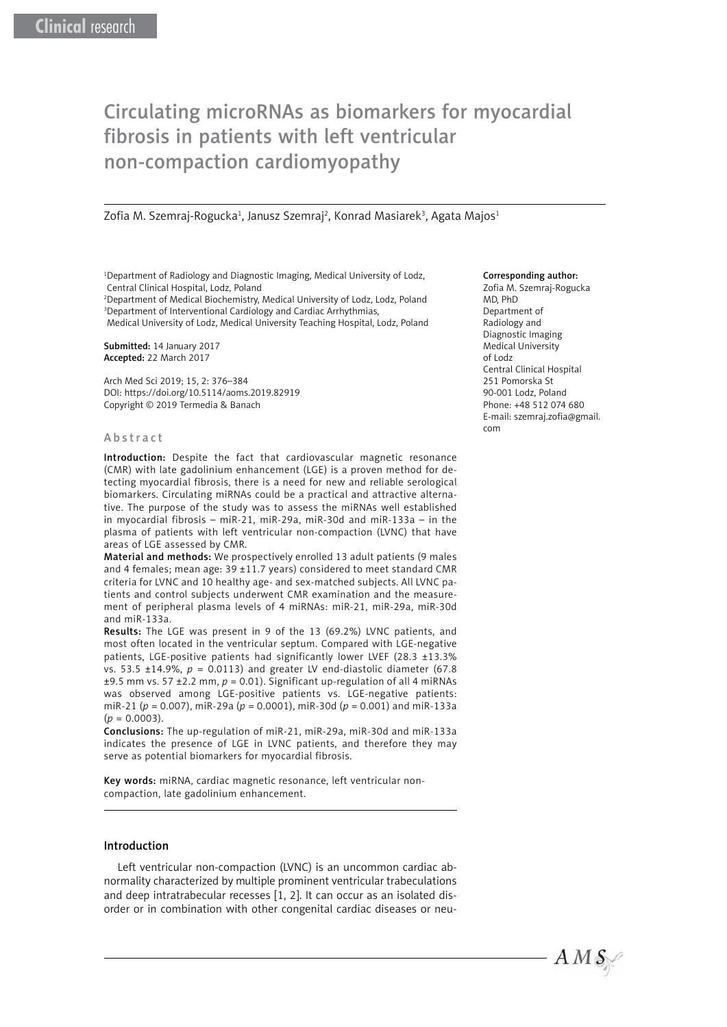Clinical research

# Circulating microRNAs as biomarkers for myocardial fibrosis in patients with left ventricular non-compaction cardiomyopathy

Zofia M. Szemraj-Rogucka[1], Janusz Szemraj[2], Konrad Masiarek[3], Agata Majos[1]

[1]Department of Radiology and Diagnostic Imaging, Medical University of Lodz, Central Clinical Hospital, Lodz, Poland
[2]Department of Medical Biochemistry, Medical University of Lodz, Lodz, Poland
[3]Department of Interventional Cardiology and Cardiac Arrhythmias, Medical University of Lodz, Medical University Teaching Hospital, Lodz, Poland

**Submitted:** 14 January 2017
**Accepted:** 22 March 2017

Arch Med Sci 2019; 15, 2: 376–384
DOI: https://doi.org/10.5114/aoms.2019.82919
Copyright © 2019 Termedia & Banach

**Corresponding author:**
Zofia M. Szemraj-Rogucka
MD, PhD
Department of Radiology and Diagnostic Imaging
Medical University of Lodz
Central Clinical Hospital
251 Pomorska St
90-001 Lodz, Poland
Phone: +48 512 074 680
E-mail: szemraj.zofia@gmail.com

## Abstract

**Introduction:** Despite the fact that cardiovascular magnetic resonance (CMR) with late gadolinium enhancement (LGE) is a proven method for detecting myocardial fibrosis, there is a need for new and reliable serological biomarkers. Circulating miRNAs could be a practical and attractive alternative. The purpose of the study was to assess the miRNAs well established in myocardial fibrosis – miR-21, miR-29a, miR-30d and miR-133a – in the plasma of patients with left ventricular non-compaction (LVNC) that have areas of LGE assessed by CMR.

**Material and methods:** We prospectively enrolled 13 adult patients (9 males and 4 females; mean age: 39 ±11.7 years) considered to meet standard CMR criteria for LVNC and 10 healthy age- and sex-matched subjects. All LVNC patients and control subjects underwent CMR examination and the measurement of peripheral plasma levels of 4 miRNAs: miR-21, miR-29a, miR-30d and miR-133a.

**Results:** The LGE was present in 9 of the 13 (69.2%) LVNC patients, and most often located in the ventricular septum. Compared with LGE-negative patients, LGE-positive patients had significantly lower LVEF (28.3 ±13.3% vs. 53.5 ±14.9%, $p$ = 0.0113) and greater LV end-diastolic diameter (67.8 ±9.5 mm vs. 57 ±2.2 mm, $p$ = 0.01). Significant up-regulation of all 4 miRNAs was observed among LGE-positive patients vs. LGE-negative patients: miR-21 ($p$ = 0.007), miR-29a ($p$ = 0.0001), miR-30d ($p$ = 0.001) and miR-133a ($p$ = 0.0003).

**Conclusions:** The up-regulation of miR-21, miR-29a, miR-30d and miR-133a indicates the presence of LGE in LVNC patients, and therefore they may serve as potential biomarkers for myocardial fibrosis.

**Key words:** miRNA, cardiac magnetic resonance, left ventricular non-compaction, late gadolinium enhancement.

## Introduction

Left ventricular non-compaction (LVNC) is an uncommon cardiac abnormality characterized by multiple prominent ventricular trabeculations and deep intratrabecular recesses [1, 2]. It can occur as an isolated disorder or in combination with other congenital cardiac diseases or neu-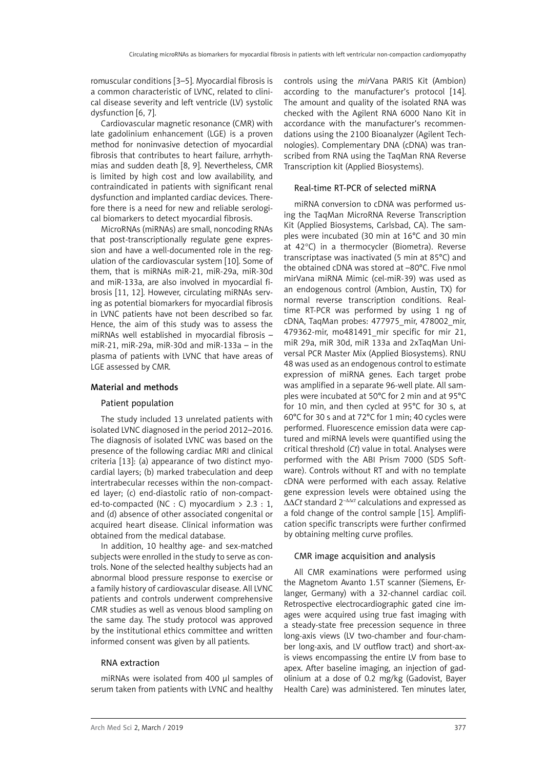romuscular conditions [3–5]. Myocardial fibrosis is a common characteristic of LVNC, related to clinical disease severity and left ventricle (LV) systolic dysfunction [6, 7].

Cardiovascular magnetic resonance (CMR) with late gadolinium enhancement (LGE) is a proven method for noninvasive detection of myocardial fibrosis that contributes to heart failure, arrhythmias and sudden death [8, 9]. Nevertheless, CMR is limited by high cost and low availability, and contraindicated in patients with significant renal dysfunction and implanted cardiac devices. Therefore there is a need for new and reliable serological biomarkers to detect myocardial fibrosis.

MicroRNAs (miRNAs) are small, noncoding RNAs that post-transcriptionally regulate gene expression and have a well-documented role in the regulation of the cardiovascular system [10]. Some of them, that is miRNAs miR-21, miR-29a, miR-30d and miR-133a, are also involved in myocardial fibrosis [11, 12]. However, circulating miRNAs serving as potential biomarkers for myocardial fibrosis in LVNC patients have not been described so far. Hence, the aim of this study was to assess the miRNAs well established in myocardial fibrosis – miR-21, miR-29a, miR-30d and miR-133a – in the plasma of patients with LVNC that have areas of LGE assessed by CMR.

## Material and methods

### Patient population

The study included 13 unrelated patients with isolated LVNC diagnosed in the period 2012–2016. The diagnosis of isolated LVNC was based on the presence of the following cardiac MRI and clinical criteria [13]: (a) appearance of two distinct myocardial layers; (b) marked trabeculation and deep intertrabecular recesses within the non-compacted layer; (c) end-diastolic ratio of non-compacted-to-compacted (NC : C) myocardium > 2.3 : 1, and (d) absence of other associated congenital or acquired heart disease. Clinical information was obtained from the medical database.

In addition, 10 healthy age- and sex-matched subjects were enrolled in the study to serve as controls. None of the selected healthy subjects had an abnormal blood pressure response to exercise or a family history of cardiovascular disease. All LVNC patients and controls underwent comprehensive CMR studies as well as venous blood sampling on the same day. The study protocol was approved by the institutional ethics committee and written informed consent was given by all patients.

### RNA extraction

miRNAs were isolated from 400 µl samples of serum taken from patients with LVNC and healthy controls using the *mir*Vana PARIS Kit (Ambion) according to the manufacturer's protocol [14]. The amount and quality of the isolated RNA was checked with the Agilent RNA 6000 Nano Kit in accordance with the manufacturer's recommendations using the 2100 Bioanalyzer (Agilent Technologies). Complementary DNA (cDNA) was transcribed from RNA using the TaqMan RNA Reverse Transcription kit (Applied Biosystems).

### Real-time RT-PCR of selected miRNA

miRNA conversion to cDNA was performed using the TaqMan MicroRNA Reverse Transcription Kit (Applied Biosystems, Carlsbad, CA). The samples were incubated (30 min at 16°C and 30 min at 42°C) in a thermocycler (Biometra). Reverse transcriptase was inactivated (5 min at 85°C) and the obtained cDNA was stored at –80°C. Five nmol mirVana miRNA Mimic (cel-miR-39) was used as an endogenous control (Ambion, Austin, TX) for normal reverse transcription conditions. Real-time RT-PCR was performed by using 1 ng of cDNA, TaqMan probes: 477975_mir, 478002_mir, 479362-mir, mo481491_mir specific for mir 21, miR 29a, miR 30d, miR 133a and 2xTaqMan Universal PCR Master Mix (Applied Biosystems). RNU 48 was used as an endogenous control to estimate expression of miRNA genes. Each target probe was amplified in a separate 96-well plate. All samples were incubated at 50°C for 2 min and at 95°C for 10 min, and then cycled at 95°C for 30 s, at 60°C for 30 s and at 72°C for 1 min; 40 cycles were performed. Fluorescence emission data were captured and miRNA levels were quantified using the critical threshold (*Ct*) value in total. Analyses were performed with the ABI Prism 7000 (SDS Software). Controls without RT and with no template cDNA were performed with each assay. Relative gene expression levels were obtained using the $\Delta\Delta Ct$ standard $2^{-\Delta\Delta ct}$ calculations and expressed as a fold change of the control sample [15]. Amplification specific transcripts were further confirmed by obtaining melting curve profiles.

### CMR image acquisition and analysis

All CMR examinations were performed using the Magnetom Avanto 1.5T scanner (Siemens, Erlanger, Germany) with a 32-channel cardiac coil. Retrospective electrocardiographic gated cine images were acquired using true fast imaging with a steady-state free precession sequence in three long-axis views (LV two-chamber and four-chamber long-axis, and LV outflow tract) and short-axis views encompassing the entire LV from base to apex. After baseline imaging, an injection of gadolinium at a dose of 0.2 mg/kg (Gadovist, Bayer Health Care) was administered. Ten minutes later,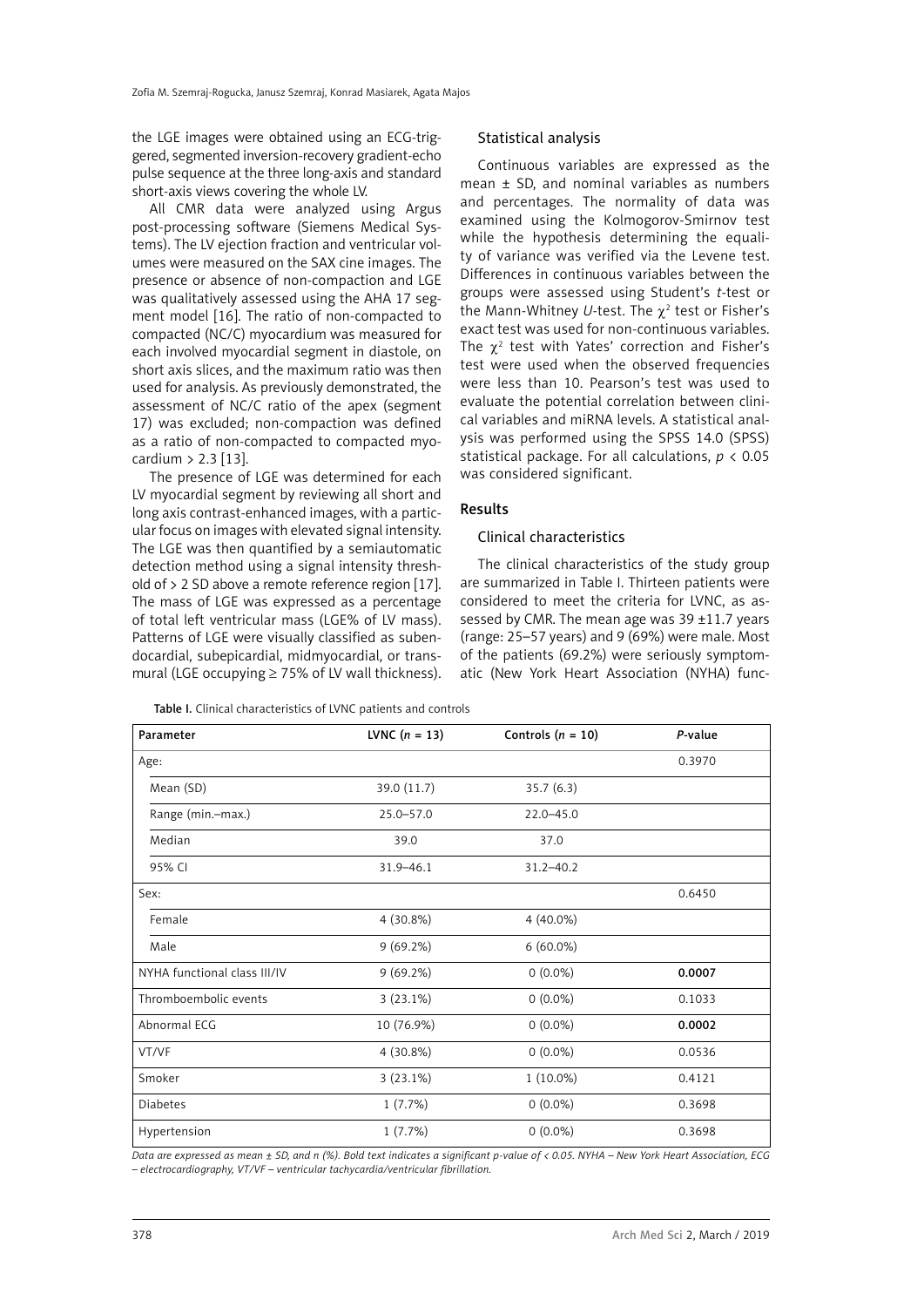the LGE images were obtained using an ECG-triggered, segmented inversion-recovery gradient-echo pulse sequence at the three long-axis and standard short-axis views covering the whole LV.

All CMR data were analyzed using Argus post-processing software (Siemens Medical Systems). The LV ejection fraction and ventricular volumes were measured on the SAX cine images. The presence or absence of non-compaction and LGE was qualitatively assessed using the AHA 17 segment model [16]. The ratio of non-compacted to compacted (NC/C) myocardium was measured for each involved myocardial segment in diastole, on short axis slices, and the maximum ratio was then used for analysis. As previously demonstrated, the assessment of NC/C ratio of the apex (segment 17) was excluded; non-compaction was defined as a ratio of non-compacted to compacted myocardium > 2.3 [13].

The presence of LGE was determined for each LV myocardial segment by reviewing all short and long axis contrast-enhanced images, with a particular focus on images with elevated signal intensity. The LGE was then quantified by a semiautomatic detection method using a signal intensity threshold of > 2 SD above a remote reference region [17]. The mass of LGE was expressed as a percentage of total left ventricular mass (LGE% of LV mass). Patterns of LGE were visually classified as subendocardial, subepicardial, midmyocardial, or transmural (LGE occupying ≥ 75% of LV wall thickness).

### Statistical analysis

Continuous variables are expressed as the mean ± SD, and nominal variables as numbers and percentages. The normality of data was examined using the Kolmogorov-Smirnov test while the hypothesis determining the equality of variance was verified via the Levene test. Differences in continuous variables between the groups were assessed using Student's *t*-test or the Mann-Whitney *U*-test. The $\chi^2$ test or Fisher's exact test was used for non-continuous variables. The $\chi^2$ test with Yates' correction and Fisher's test were used when the observed frequencies were less than 10. Pearson's test was used to evaluate the potential correlation between clinical variables and miRNA levels. A statistical analysis was performed using the SPSS 14.0 (SPSS) statistical package. For all calculations, $p < 0.05$ was considered significant.

## Results

### Clinical characteristics

The clinical characteristics of the study group are summarized in Table I. Thirteen patients were considered to meet the criteria for LVNC, as assessed by CMR. The mean age was 39 ±11.7 years (range: 25–57 years) and 9 (69%) were male. Most of the patients (69.2%) were seriously symptomatic (New York Heart Association (NYHA) func-

**Table I.** Clinical characteristics of LVNC patients and controls

| Parameter | LVNC (*n* = 13) | Controls (*n* = 10) | *P*-value |
|---|---|---|---|
| Age: | | | 0.3970 |
| Mean (SD) | 39.0 (11.7) | 35.7 (6.3) | |
| Range (min.–max.) | 25.0–57.0 | 22.0–45.0 | |
| Median | 39.0 | 37.0 | |
| 95% CI | 31.9–46.1 | 31.2–40.2 | |
| Sex: | | | 0.6450 |
| Female | 4 (30.8%) | 4 (40.0%) | |
| Male | 9 (69.2%) | 6 (60.0%) | |
| NYHA functional class III/IV | 9 (69.2%) | 0 (0.0%) | **0.0007** |
| Thromboembolic events | 3 (23.1%) | 0 (0.0%) | 0.1033 |
| Abnormal ECG | 10 (76.9%) | 0 (0.0%) | **0.0002** |
| VT/VF | 4 (30.8%) | 0 (0.0%) | 0.0536 |
| Smoker | 3 (23.1%) | 1 (10.0%) | 0.4121 |
| Diabetes | 1 (7.7%) | 0 (0.0%) | 0.3698 |
| Hypertension | 1 (7.7%) | 0 (0.0%) | 0.3698 |

*Data are expressed as mean ± SD, and n (%). Bold text indicates a significant p-value of < 0.05. NYHA – New York Heart Association, ECG – electrocardiography, VT/VF – ventricular tachycardia/ventricular fibrillation.*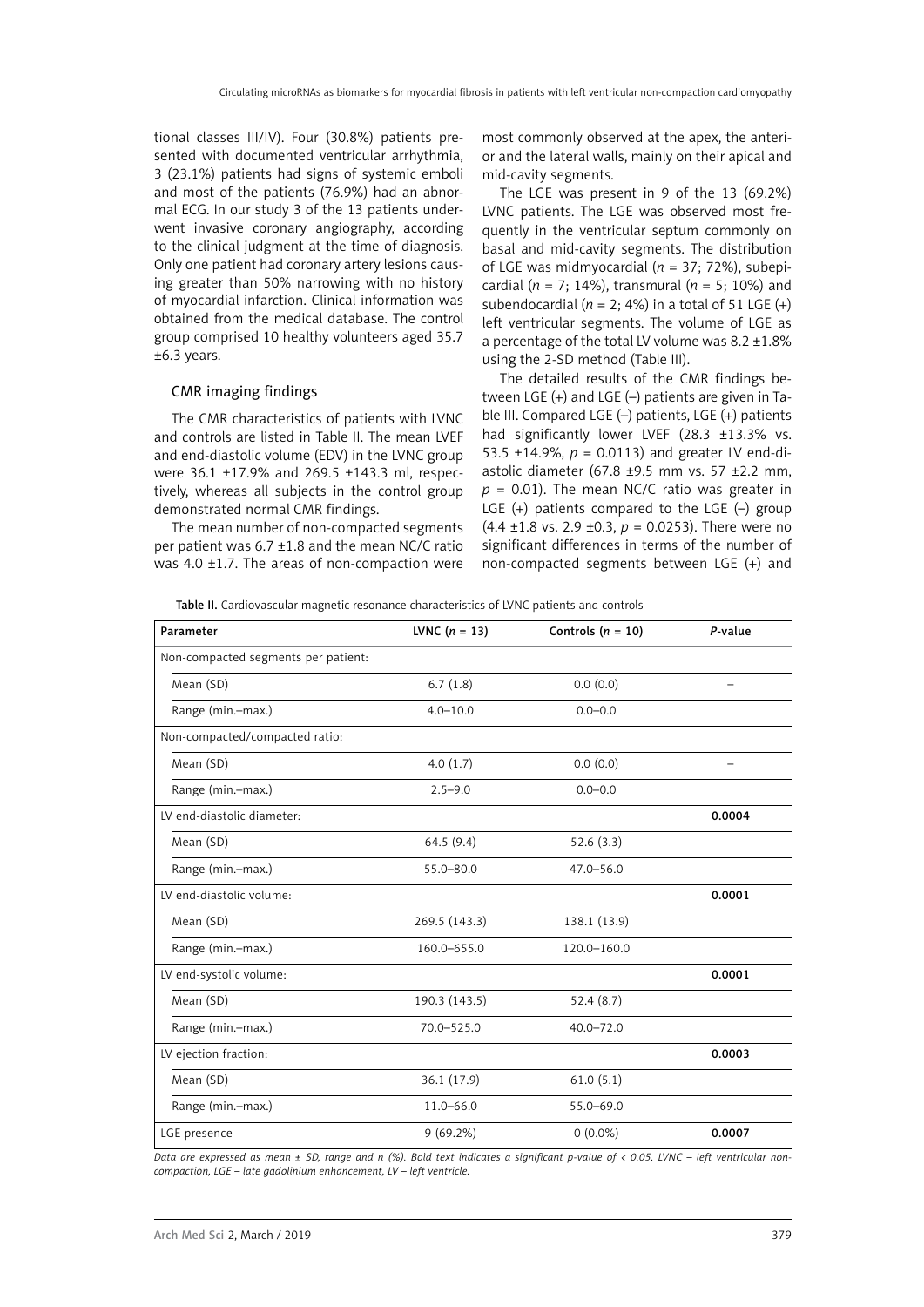tional classes III/IV). Four (30.8%) patients presented with documented ventricular arrhythmia, 3 (23.1%) patients had signs of systemic emboli and most of the patients (76.9%) had an abnormal ECG. In our study 3 of the 13 patients underwent invasive coronary angiography, according to the clinical judgment at the time of diagnosis. Only one patient had coronary artery lesions causing greater than 50% narrowing with no history of myocardial infarction. Clinical information was obtained from the medical database. The control group comprised 10 healthy volunteers aged 35.7 ±6.3 years.

### CMR imaging findings

The CMR characteristics of patients with LVNC and controls are listed in Table II. The mean LVEF and end-diastolic volume (EDV) in the LVNC group were 36.1 ±17.9% and 269.5 ±143.3 ml, respectively, whereas all subjects in the control group demonstrated normal CMR findings.

The mean number of non-compacted segments per patient was 6.7 ±1.8 and the mean NC/C ratio was 4.0 ±1.7. The areas of non-compaction were most commonly observed at the apex, the anterior and the lateral walls, mainly on their apical and mid-cavity segments.

The LGE was present in 9 of the 13 (69.2%) LVNC patients. The LGE was observed most frequently in the ventricular septum commonly on basal and mid-cavity segments. The distribution of LGE was midmyocardial ($n$ = 37; 72%), subepicardial ($n$ = 7; 14%), transmural ($n$ = 5; 10%) and subendocardial ($n$ = 2; 4%) in a total of 51 LGE (+) left ventricular segments. The volume of LGE as a percentage of the total LV volume was 8.2 ±1.8% using the 2-SD method (Table III).

The detailed results of the CMR findings between LGE (+) and LGE (–) patients are given in Table III. Compared LGE (–) patients, LGE (+) patients had significantly lower LVEF (28.3 ±13.3% vs. 53.5 ±14.9%, $p$ = 0.0113) and greater LV end-diastolic diameter (67.8 ±9.5 mm vs. 57 ±2.2 mm, $p$ = 0.01). The mean NC/C ratio was greater in LGE (+) patients compared to the LGE (–) group (4.4 ±1.8 vs. 2.9 ±0.3, $p$ = 0.0253). There were no significant differences in terms of the number of non-compacted segments between LGE (+) and

**Table II.** Cardiovascular magnetic resonance characteristics of LVNC patients and controls

| Parameter | LVNC ($n$ = 13) | Controls ($n$ = 10) | $P$-value |
|---|---|---|---|
| Non-compacted segments per patient: | | | |
| Mean (SD) | 6.7 (1.8) | 0.0 (0.0) | – |
| Range (min.–max.) | 4.0–10.0 | 0.0–0.0 | |
| Non-compacted/compacted ratio: | | | |
| Mean (SD) | 4.0 (1.7) | 0.0 (0.0) | – |
| Range (min.–max.) | 2.5–9.0 | 0.0–0.0 | |
| LV end-diastolic diameter: | | | **0.0004** |
| Mean (SD) | 64.5 (9.4) | 52.6 (3.3) | |
| Range (min.–max.) | 55.0–80.0 | 47.0–56.0 | |
| LV end-diastolic volume: | | | **0.0001** |
| Mean (SD) | 269.5 (143.3) | 138.1 (13.9) | |
| Range (min.–max.) | 160.0–655.0 | 120.0–160.0 | |
| LV end-systolic volume: | | | **0.0001** |
| Mean (SD) | 190.3 (143.5) | 52.4 (8.7) | |
| Range (min.–max.) | 70.0–525.0 | 40.0–72.0 | |
| LV ejection fraction: | | | **0.0003** |
| Mean (SD) | 36.1 (17.9) | 61.0 (5.1) | |
| Range (min.–max.) | 11.0–66.0 | 55.0–69.0 | |
| LGE presence | 9 (69.2%) | 0 (0.0%) | **0.0007** |

*Data are expressed as mean ± SD, range and n (%). Bold text indicates a significant p-value of < 0.05. LVNC – left ventricular non-compaction, LGE – late gadolinium enhancement, LV – left ventricle.*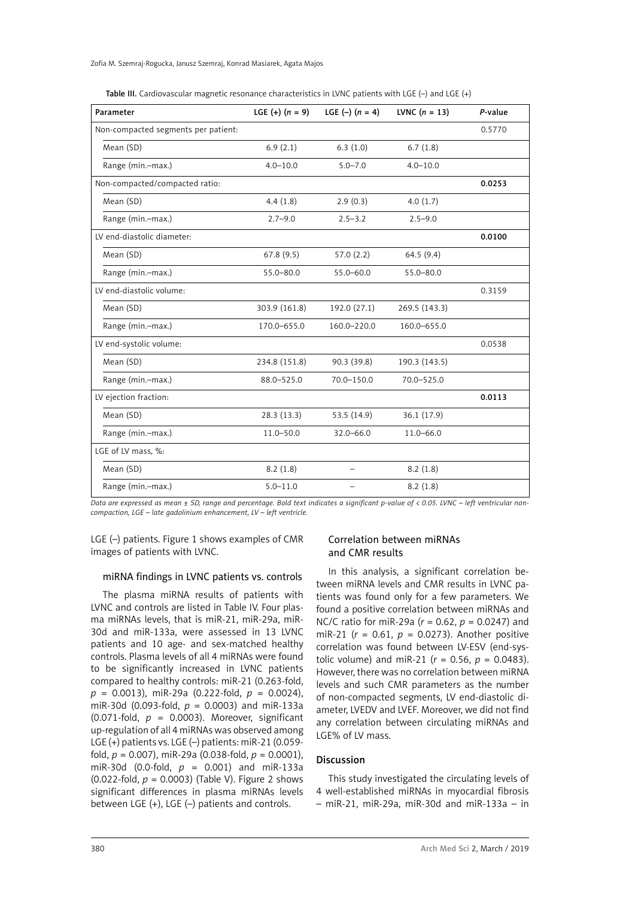**Table III.** Cardiovascular magnetic resonance characteristics in LVNC patients with LGE (–) and LGE (+)

| Parameter | LGE (+) (*n* = 9) | LGE (–) (*n* = 4) | LVNC (*n* = 13) | *P*-value |
|---|---|---|---|---|
| Non-compacted segments per patient: | | | | 0.5770 |
| Mean (SD) | 6.9 (2.1) | 6.3 (1.0) | 6.7 (1.8) | |
| Range (min.–max.) | 4.0–10.0 | 5.0–7.0 | 4.0–10.0 | |
| Non-compacted/compacted ratio: | | | | **0.0253** |
| Mean (SD) | 4.4 (1.8) | 2.9 (0.3) | 4.0 (1.7) | |
| Range (min.–max.) | 2.7–9.0 | 2.5–3.2 | 2.5–9.0 | |
| LV end-diastolic diameter: | | | | **0.0100** |
| Mean (SD) | 67.8 (9.5) | 57.0 (2.2) | 64.5 (9.4) | |
| Range (min.–max.) | 55.0–80.0 | 55.0–60.0 | 55.0–80.0 | |
| LV end-diastolic volume: | | | | 0.3159 |
| Mean (SD) | 303.9 (161.8) | 192.0 (27.1) | 269.5 (143.3) | |
| Range (min.–max.) | 170.0–655.0 | 160.0–220.0 | 160.0–655.0 | |
| LV end-systolic volume: | | | | 0.0538 |
| Mean (SD) | 234.8 (151.8) | 90.3 (39.8) | 190.3 (143.5) | |
| Range (min.–max.) | 88.0–525.0 | 70.0–150.0 | 70.0–525.0 | |
| LV ejection fraction: | | | | **0.0113** |
| Mean (SD) | 28.3 (13.3) | 53.5 (14.9) | 36.1 (17.9) | |
| Range (min.–max.) | 11.0–50.0 | 32.0–66.0 | 11.0–66.0 | |
| LGE of LV mass, %: | | | | |
| Mean (SD) | 8.2 (1.8) | – | 8.2 (1.8) | |
| Range (min.–max.) | 5.0–11.0 | – | 8.2 (1.8) | |

*Data are expressed as mean ± SD, range and percentage. Bold text indicates a significant p-value of < 0.05. LVNC – left ventricular non-compaction, LGE – late gadolinium enhancement, LV – left ventricle.*

LGE (–) patients. Figure 1 shows examples of CMR images of patients with LVNC.

### miRNA findings in LVNC patients vs. controls

The plasma miRNA results of patients with LVNC and controls are listed in Table IV. Four plasma miRNAs levels, that is miR-21, miR-29a, miR-30d and miR-133a, were assessed in 13 LVNC patients and 10 age- and sex-matched healthy controls. Plasma levels of all 4 miRNAs were found to be significantly increased in LVNC patients compared to healthy controls: miR-21 (0.263-fold, $p$ = 0.0013), miR-29a (0.222-fold, $p$ = 0.0024), miR-30d (0.093-fold, $p$ = 0.0003) and miR-133a (0.071-fold, $p$ = 0.0003). Moreover, significant up-regulation of all 4 miRNAs was observed among LGE (+) patients vs. LGE (–) patients: miR-21 (0.059-fold, $p$ = 0.007), miR-29a (0.038-fold, $p$ = 0.0001), miR-30d (0.0-fold, $p$ = 0.001) and miR-133a (0.022-fold, $p$ = 0.0003) (Table V). Figure 2 shows significant differences in plasma miRNAs levels between LGE (+), LGE (–) patients and controls.

### Correlation between miRNAs and CMR results

In this analysis, a significant correlation between miRNA levels and CMR results in LVNC patients was found only for a few parameters. We found a positive correlation between miRNAs and NC/C ratio for miR-29a ($r$ = 0.62, $p$ = 0.0247) and miR-21 ($r$ = 0.61, $p$ = 0.0273). Another positive correlation was found between LV-ESV (end-systolic volume) and miR-21 ($r$ = 0.56, $p$ = 0.0483). However, there was no correlation between miRNA levels and such CMR parameters as the number of non-compacted segments, LV end-diastolic diameter, LVEDV and LVEF. Moreover, we did not find any correlation between circulating miRNAs and LGE% of LV mass.

## Discussion

This study investigated the circulating levels of 4 well-established miRNAs in myocardial fibrosis – miR-21, miR-29a, miR-30d and miR-133a – in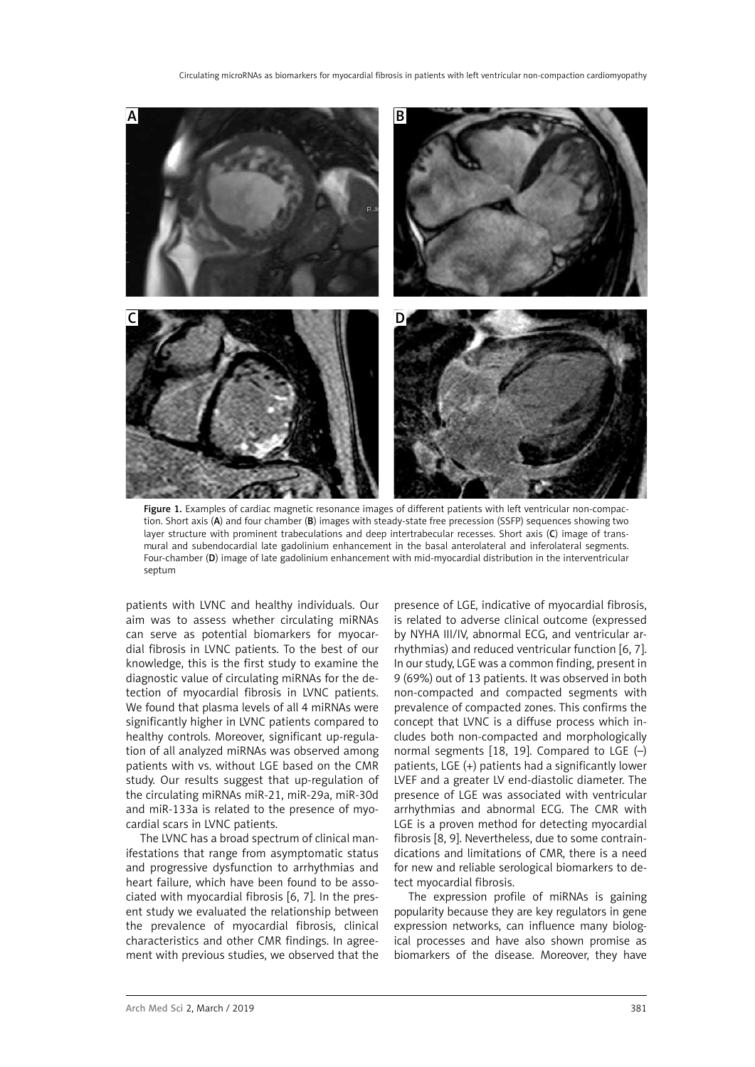Figure 1. Examples of cardiac magnetic resonance images of different patients with left ventricular non-compaction. Short axis (**A**) and four chamber (**B**) images with steady-state free precession (SSFP) sequences showing two layer structure with prominent trabeculations and deep intertrabecular recesses. Short axis (**C**) image of transmural and subendocardial late gadolinium enhancement in the basal anterolateral and inferolateral segments. Four-chamber (**D**) image of late gadolinium enhancement with mid-myocardial distribution in the interventricular septum

patients with LVNC and healthy individuals. Our aim was to assess whether circulating miRNAs can serve as potential biomarkers for myocardial fibrosis in LVNC patients. To the best of our knowledge, this is the first study to examine the diagnostic value of circulating miRNAs for the detection of myocardial fibrosis in LVNC patients. We found that plasma levels of all 4 miRNAs were significantly higher in LVNC patients compared to healthy controls. Moreover, significant up-regulation of all analyzed miRNAs was observed among patients with vs. without LGE based on the CMR study. Our results suggest that up-regulation of the circulating miRNAs miR-21, miR-29a, miR-30d and miR-133a is related to the presence of myocardial scars in LVNC patients.

The LVNC has a broad spectrum of clinical manifestations that range from asymptomatic status and progressive dysfunction to arrhythmias and heart failure, which have been found to be associated with myocardial fibrosis [6, 7]. In the present study we evaluated the relationship between the prevalence of myocardial fibrosis, clinical characteristics and other CMR findings. In agreement with previous studies, we observed that the presence of LGE, indicative of myocardial fibrosis, is related to adverse clinical outcome (expressed by NYHA III/IV, abnormal ECG, and ventricular arrhythmias) and reduced ventricular function [6, 7]. In our study, LGE was a common finding, present in 9 (69%) out of 13 patients. It was observed in both non-compacted and compacted segments with prevalence of compacted zones. This confirms the concept that LVNC is a diffuse process which includes both non-compacted and morphologically normal segments [18, 19]. Compared to LGE (–) patients, LGE (+) patients had a significantly lower LVEF and a greater LV end-diastolic diameter. The presence of LGE was associated with ventricular arrhythmias and abnormal ECG. The CMR with LGE is a proven method for detecting myocardial fibrosis [8, 9]. Nevertheless, due to some contraindications and limitations of CMR, there is a need for new and reliable serological biomarkers to detect myocardial fibrosis.

The expression profile of miRNAs is gaining popularity because they are key regulators in gene expression networks, can influence many biological processes and have also shown promise as biomarkers of the disease. Moreover, they have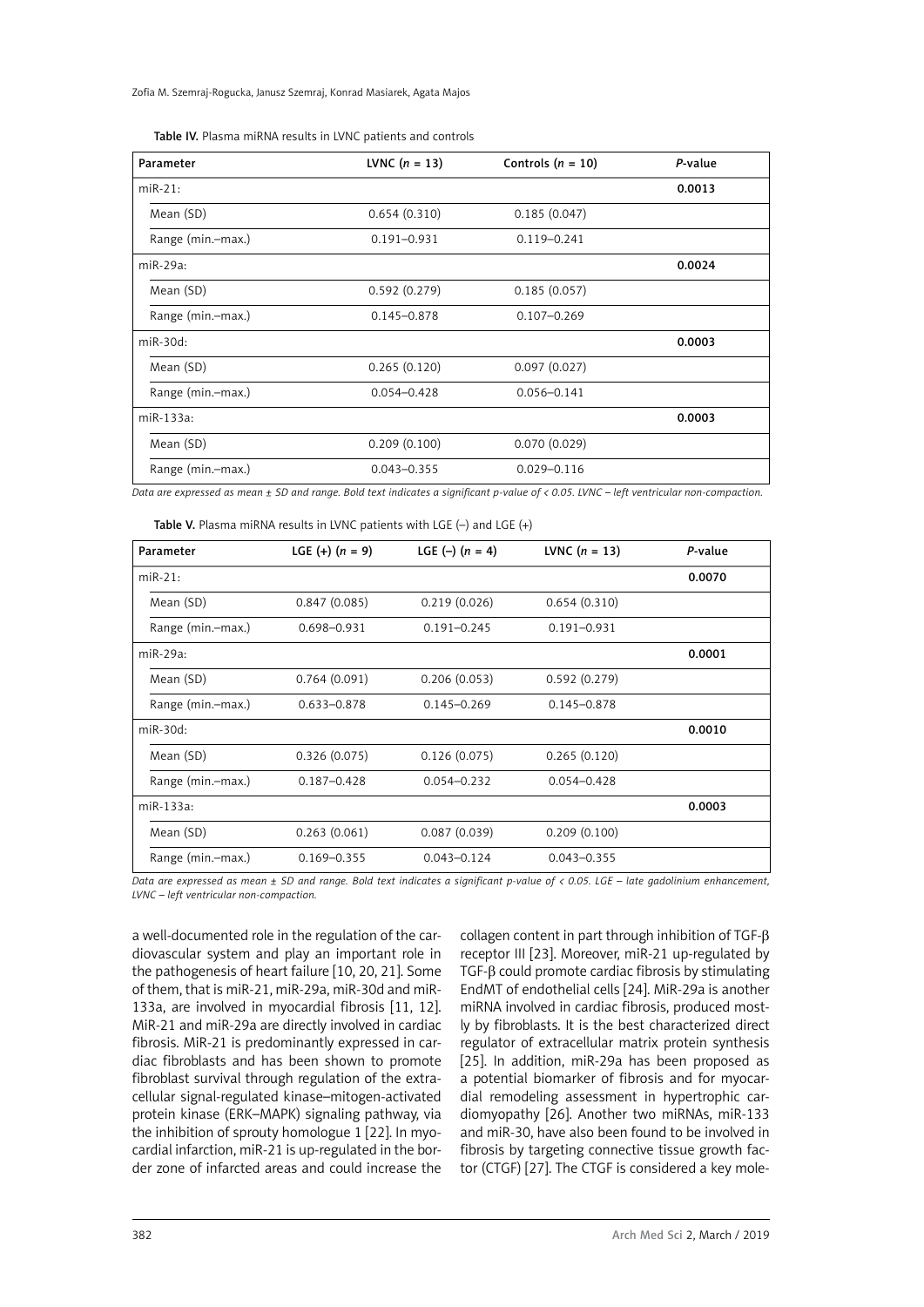Table IV. Plasma miRNA results in LVNC patients and controls

| Parameter | LVNC (*n* = 13) | Controls (*n* = 10) | *P*-value |
|---|---|---|---|
| miR-21: | | | **0.0013** |
| Mean (SD) | 0.654 (0.310) | 0.185 (0.047) | |
| Range (min.–max.) | 0.191–0.931 | 0.119–0.241 | |
| miR-29a: | | | **0.0024** |
| Mean (SD) | 0.592 (0.279) | 0.185 (0.057) | |
| Range (min.–max.) | 0.145–0.878 | 0.107–0.269 | |
| miR-30d: | | | **0.0003** |
| Mean (SD) | 0.265 (0.120) | 0.097 (0.027) | |
| Range (min.–max.) | 0.054–0.428 | 0.056–0.141 | |
| miR-133a: | | | **0.0003** |
| Mean (SD) | 0.209 (0.100) | 0.070 (0.029) | |
| Range (min.–max.) | 0.043–0.355 | 0.029–0.116 | |

*Data are expressed as mean ± SD and range. Bold text indicates a significant p-value of < 0.05. LVNC – left ventricular non-compaction.*

Table V. Plasma miRNA results in LVNC patients with LGE (–) and LGE (+)

| Parameter | LGE (+) (*n* = 9) | LGE (–) (*n* = 4) | LVNC (*n* = 13) | *P*-value |
|---|---|---|---|---|
| miR-21: | | | | **0.0070** |
| Mean (SD) | 0.847 (0.085) | 0.219 (0.026) | 0.654 (0.310) | |
| Range (min.–max.) | 0.698–0.931 | 0.191–0.245 | 0.191–0.931 | |
| miR-29a: | | | | **0.0001** |
| Mean (SD) | 0.764 (0.091) | 0.206 (0.053) | 0.592 (0.279) | |
| Range (min.–max.) | 0.633–0.878 | 0.145–0.269 | 0.145–0.878 | |
| miR-30d: | | | | **0.0010** |
| Mean (SD) | 0.326 (0.075) | 0.126 (0.075) | 0.265 (0.120) | |
| Range (min.–max.) | 0.187–0.428 | 0.054–0.232 | 0.054–0.428 | |
| miR-133a: | | | | **0.0003** |
| Mean (SD) | 0.263 (0.061) | 0.087 (0.039) | 0.209 (0.100) | |
| Range (min.–max.) | 0.169–0.355 | 0.043–0.124 | 0.043–0.355 | |

*Data are expressed as mean ± SD and range. Bold text indicates a significant p-value of < 0.05. LGE – late gadolinium enhancement, LVNC – left ventricular non-compaction.*

a well-documented role in the regulation of the cardiovascular system and play an important role in the pathogenesis of heart failure [10, 20, 21]. Some of them, that is miR-21, miR-29a, miR-30d and miR-133a, are involved in myocardial fibrosis [11, 12]. MiR-21 and miR-29a are directly involved in cardiac fibrosis. MiR-21 is predominantly expressed in cardiac fibroblasts and has been shown to promote fibroblast survival through regulation of the extracellular signal-regulated kinase–mitogen-activated protein kinase (ERK–MAPK) signaling pathway, via the inhibition of sprouty homologue 1 [22]. In myocardial infarction, miR-21 is up-regulated in the border zone of infarcted areas and could increase the collagen content in part through inhibition of TGF-β receptor III [23]. Moreover, miR-21 up-regulated by TGF-β could promote cardiac fibrosis by stimulating EndMT of endothelial cells [24]. MiR-29a is another miRNA involved in cardiac fibrosis, produced mostly by fibroblasts. It is the best characterized direct regulator of extracellular matrix protein synthesis [25]. In addition, miR-29a has been proposed as a potential biomarker of fibrosis and for myocardial remodeling assessment in hypertrophic cardiomyopathy [26]. Another two miRNAs, miR-133 and miR-30, have also been found to be involved in fibrosis by targeting connective tissue growth factor (CTGF) [27]. The CTGF is considered a key mole-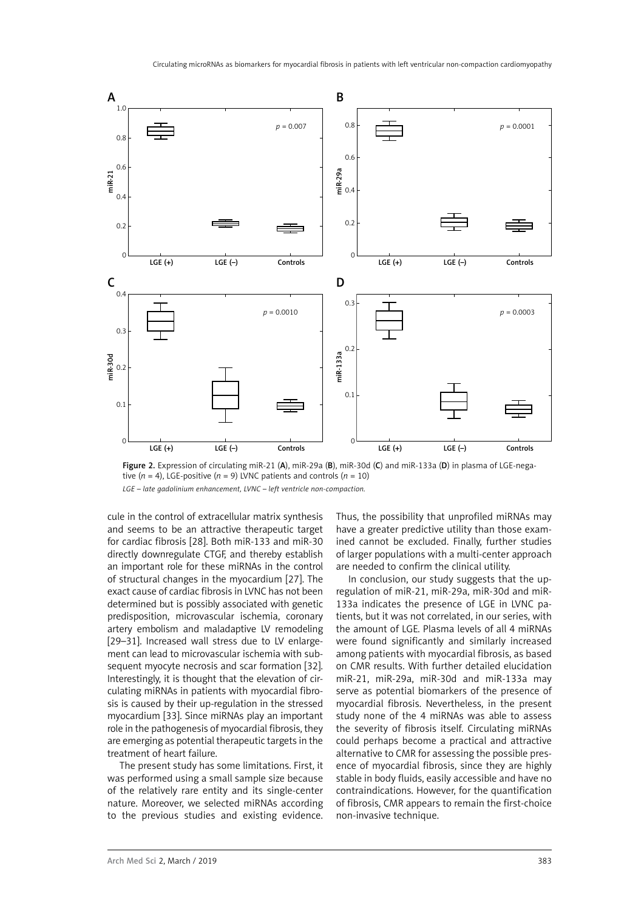Figure 2. Expression of circulating miR-21 (**A**), miR-29a (**B**), miR-30d (**C**) and miR-133a (**D**) in plasma of LGE-negative ($n$ = 4), LGE-positive ($n$ = 9) LVNC patients and controls ($n$ = 10)

*LGE – late gadolinium enhancement, LVNC – left ventricle non-compaction.*

cule in the control of extracellular matrix synthesis and seems to be an attractive therapeutic target for cardiac fibrosis [28]. Both miR-133 and miR-30 directly downregulate CTGF, and thereby establish an important role for these miRNAs in the control of structural changes in the myocardium [27]. The exact cause of cardiac fibrosis in LVNC has not been determined but is possibly associated with genetic predisposition, microvascular ischemia, coronary artery embolism and maladaptive LV remodeling [29–31]. Increased wall stress due to LV enlargement can lead to microvascular ischemia with subsequent myocyte necrosis and scar formation [32]. Interestingly, it is thought that the elevation of circulating miRNAs in patients with myocardial fibrosis is caused by their up-regulation in the stressed myocardium [33]. Since miRNAs play an important role in the pathogenesis of myocardial fibrosis, they are emerging as potential therapeutic targets in the treatment of heart failure.

The present study has some limitations. First, it was performed using a small sample size because of the relatively rare entity and its single-center nature. Moreover, we selected miRNAs according to the previous studies and existing evidence. Thus, the possibility that unprofiled miRNAs may have a greater predictive utility than those examined cannot be excluded. Finally, further studies of larger populations with a multi-center approach are needed to confirm the clinical utility.

In conclusion, our study suggests that the upregulation of miR-21, miR-29a, miR-30d and miR-133a indicates the presence of LGE in LVNC patients, but it was not correlated, in our series, with the amount of LGE. Plasma levels of all 4 miRNAs were found significantly and similarly increased among patients with myocardial fibrosis, as based on CMR results. With further detailed elucidation miR-21, miR-29a, miR-30d and miR-133a may serve as potential biomarkers of the presence of myocardial fibrosis. Nevertheless, in the present study none of the 4 miRNAs was able to assess the severity of fibrosis itself. Circulating miRNAs could perhaps become a practical and attractive alternative to CMR for assessing the possible presence of myocardial fibrosis, since they are highly stable in body fluids, easily accessible and have no contraindications. However, for the quantification of fibrosis, CMR appears to remain the first-choice non-invasive technique.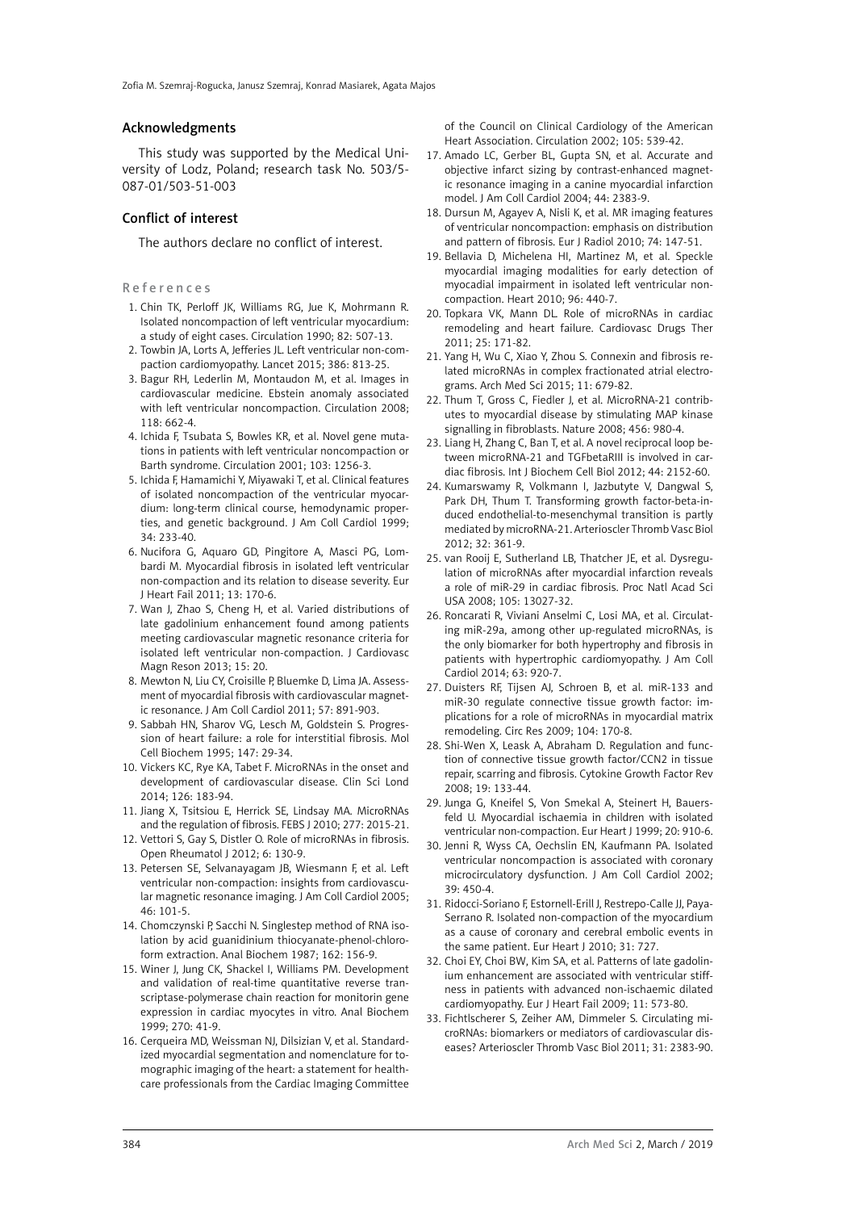## Acknowledgments

This study was supported by the Medical University of Lodz, Poland; research task No. 503/5-087-01/503-51-003

## Conflict of interest

The authors declare no conflict of interest.

## References

1. Chin TK, Perloff JK, Williams RG, Jue K, Mohrmann R. Isolated noncompaction of left ventricular myocardium: a study of eight cases. Circulation 1990; 82: 507-13.
2. Towbin JA, Lorts A, Jefferies JL. Left ventricular non-compaction cardiomyopathy. Lancet 2015; 386: 813-25.
3. Bagur RH, Lederlin M, Montaudon M, et al. Images in cardiovascular medicine. Ebstein anomaly associated with left ventricular noncompaction. Circulation 2008; 118: 662-4.
4. Ichida F, Tsubata S, Bowles KR, et al. Novel gene mutations in patients with left ventricular noncompaction or Barth syndrome. Circulation 2001; 103: 1256-3.
5. Ichida F, Hamamichi Y, Miyawaki T, et al. Clinical features of isolated noncompaction of the ventricular myocardium: long-term clinical course, hemodynamic properties, and genetic background. J Am Coll Cardiol 1999; 34: 233-40.
6. Nucifora G, Aquaro GD, Pingitore A, Masci PG, Lombardi M. Myocardial fibrosis in isolated left ventricular non-compaction and its relation to disease severity. Eur J Heart Fail 2011; 13: 170-6.
7. Wan J, Zhao S, Cheng H, et al. Varied distributions of late gadolinium enhancement found among patients meeting cardiovascular magnetic resonance criteria for isolated left ventricular non-compaction. J Cardiovasc Magn Reson 2013; 15: 20.
8. Mewton N, Liu CY, Croisille P, Bluemke D, Lima JA. Assessment of myocardial fibrosis with cardiovascular magnetic resonance. J Am Coll Cardiol 2011; 57: 891-903.
9. Sabbah HN, Sharov VG, Lesch M, Goldstein S. Progression of heart failure: a role for interstitial fibrosis. Mol Cell Biochem 1995; 147: 29-34.
10. Vickers KC, Rye KA, Tabet F. MicroRNAs in the onset and development of cardiovascular disease. Clin Sci Lond 2014; 126: 183-94.
11. Jiang X, Tsitsiou E, Herrick SE, Lindsay MA. MicroRNAs and the regulation of fibrosis. FEBS J 2010; 277: 2015-21.
12. Vettori S, Gay S, Distler O. Role of microRNAs in fibrosis. Open Rheumatol J 2012; 6: 130-9.
13. Petersen SE, Selvanayagam JB, Wiesmann F, et al. Left ventricular non-compaction: insights from cardiovascular magnetic resonance imaging. J Am Coll Cardiol 2005; 46: 101-5.
14. Chomczynski P, Sacchi N. Singlestep method of RNA isolation by acid guanidinium thiocyanate-phenol-chloroform extraction. Anal Biochem 1987; 162: 156-9.
15. Winer J, Jung CK, Shackel I, Williams PM. Development and validation of real-time quantitative reverse transcriptase-polymerase chain reaction for monitorin gene expression in cardiac myocytes in vitro. Anal Biochem 1999; 270: 41-9.
16. Cerqueira MD, Weissman NJ, Dilsizian V, et al. Standardized myocardial segmentation and nomenclature for tomographic imaging of the heart: a statement for healthcare professionals from the Cardiac Imaging Committee of the Council on Clinical Cardiology of the American Heart Association. Circulation 2002; 105: 539-42.
17. Amado LC, Gerber BL, Gupta SN, et al. Accurate and objective infarct sizing by contrast-enhanced magnetic resonance imaging in a canine myocardial infarction model. J Am Coll Cardiol 2004; 44: 2383-9.
18. Dursun M, Agayev A, Nisli K, et al. MR imaging features of ventricular noncompaction: emphasis on distribution and pattern of fibrosis. Eur J Radiol 2010; 74: 147-51.
19. Bellavia D, Michelena HI, Martinez M, et al. Speckle myocardial imaging modalities for early detection of myocadial impairment in isolated left ventricular non-compaction. Heart 2010; 96: 440-7.
20. Topkara VK, Mann DL. Role of microRNAs in cardiac remodeling and heart failure. Cardiovasc Drugs Ther 2011; 25: 171-82.
21. Yang H, Wu C, Xiao Y, Zhou S. Connexin and fibrosis related microRNAs in complex fractionated atrial electrograms. Arch Med Sci 2015; 11: 679-82.
22. Thum T, Gross C, Fiedler J, et al. MicroRNA-21 contributes to myocardial disease by stimulating MAP kinase signalling in fibroblasts. Nature 2008; 456: 980-4.
23. Liang H, Zhang C, Ban T, et al. A novel reciprocal loop between microRNA-21 and TGFbetaRIII is involved in cardiac fibrosis. Int J Biochem Cell Biol 2012; 44: 2152-60.
24. Kumarswamy R, Volkmann I, Jazbutyte V, Dangwal S, Park DH, Thum T. Transforming growth factor-beta-induced endothelial-to-mesenchymal transition is partly mediated by microRNA-21. Arterioscler Thromb Vasc Biol 2012; 32: 361-9.
25. van Rooij E, Sutherland LB, Thatcher JE, et al. Dysregulation of microRNAs after myocardial infarction reveals a role of miR-29 in cardiac fibrosis. Proc Natl Acad Sci USA 2008; 105: 13027-32.
26. Roncarati R, Viviani Anselmi C, Losi MA, et al. Circulating miR-29a, among other up-regulated microRNAs, is the only biomarker for both hypertrophy and fibrosis in patients with hypertrophic cardiomyopathy. J Am Coll Cardiol 2014; 63: 920-7.
27. Duisters RF, Tijsen AJ, Schroen B, et al. miR-133 and miR-30 regulate connective tissue growth factor: implications for a role of microRNAs in myocardial matrix remodeling. Circ Res 2009; 104: 170-8.
28. Shi-Wen X, Leask A, Abraham D. Regulation and function of connective tissue growth factor/CCN2 in tissue repair, scarring and fibrosis. Cytokine Growth Factor Rev 2008; 19: 133-44.
29. Junga G, Kneifel S, Von Smekal A, Steinert H, Bauersfeld U. Myocardial ischaemia in children with isolated ventricular non-compaction. Eur Heart J 1999; 20: 910-6.
30. Jenni R, Wyss CA, Oechslin EN, Kaufmann PA. Isolated ventricular noncompaction is associated with coronary microcirculatory dysfunction. J Am Coll Cardiol 2002; 39: 450-4.
31. Ridocci-Soriano F, Estornell-Erill J, Restrepo-Calle JJ, Paya-Serrano R. Isolated non-compaction of the myocardium as a cause of coronary and cerebral embolic events in the same patient. Eur Heart J 2010; 31: 727.
32. Choi EY, Choi BW, Kim SA, et al. Patterns of late gadolinium enhancement are associated with ventricular stiffness in patients with advanced non-ischaemic dilated cardiomyopathy. Eur J Heart Fail 2009; 11: 573-80.
33. Fichtlscherer S, Zeiher AM, Dimmeler S. Circulating microRNAs: biomarkers or mediators of cardiovascular diseases? Arterioscler Thromb Vasc Biol 2011; 31: 2383-90.